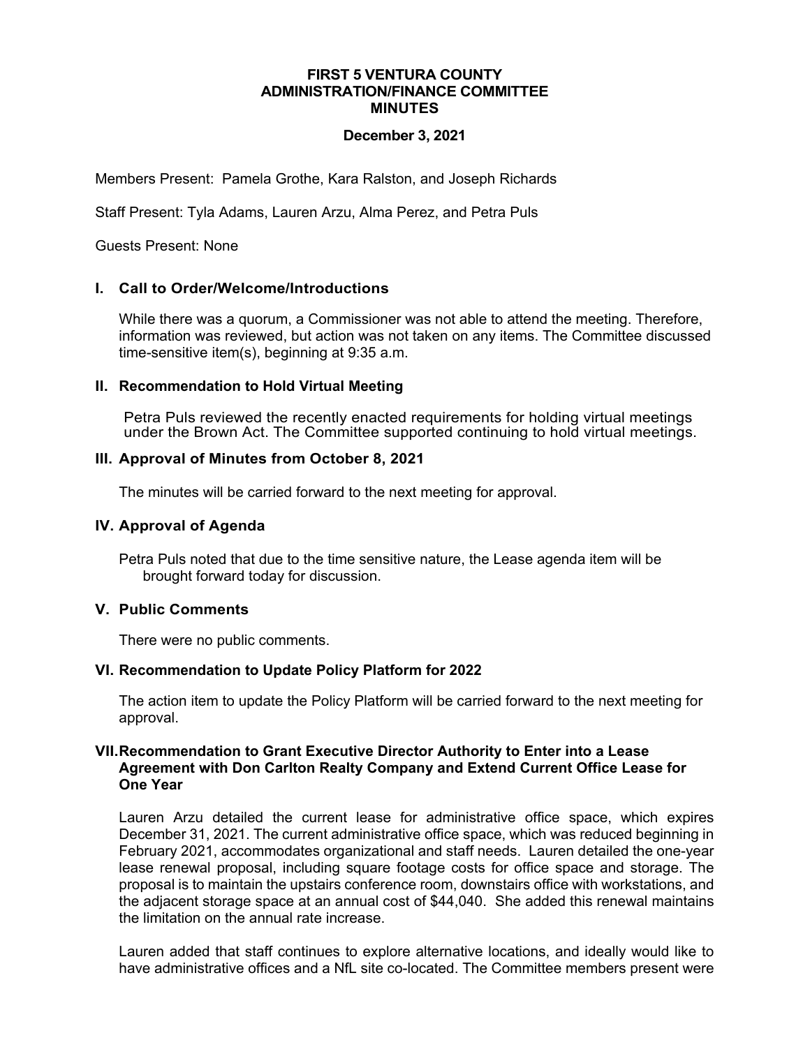# FIRST 5 VENTURA COUNTY
## ADMINISTRATION/FINANCE COMMITTEE
## MINUTES

**December 3, 2021**

Members Present: Pamela Grothe, Kara Ralston, and Joseph Richards

Staff Present: Tyla Adams, Lauren Arzu, Alma Perez, and Petra Puls

Guests Present: None

### I. Call to Order/Welcome/Introductions

While there was a quorum, a Commissioner was not able to attend the meeting. Therefore, information was reviewed, but action was not taken on any items. The Committee discussed time-sensitive item(s), beginning at 9:35 a.m.

### II. Recommendation to Hold Virtual Meeting

Petra Puls reviewed the recently enacted requirements for holding virtual meetings under the Brown Act. The Committee supported continuing to hold virtual meetings.

### III. Approval of Minutes from October 8, 2021

The minutes will be carried forward to the next meeting for approval.

### IV. Approval of Agenda

Petra Puls noted that due to the time sensitive nature, the Lease agenda item will be brought forward today for discussion.

### V. Public Comments

There were no public comments.

### VI. Recommendation to Update Policy Platform for 2022

The action item to update the Policy Platform will be carried forward to the next meeting for approval.

### VII. Recommendation to Grant Executive Director Authority to Enter into a Lease Agreement with Don Carlton Realty Company and Extend Current Office Lease for One Year

Lauren Arzu detailed the current lease for administrative office space, which expires December 31, 2021. The current administrative office space, which was reduced beginning in February 2021, accommodates organizational and staff needs. Lauren detailed the one-year lease renewal proposal, including square footage costs for office space and storage. The proposal is to maintain the upstairs conference room, downstairs office with workstations, and the adjacent storage space at an annual cost of $44,040. She added this renewal maintains the limitation on the annual rate increase.

Lauren added that staff continues to explore alternative locations, and ideally would like to have administrative offices and a NfL site co-located. The Committee members present were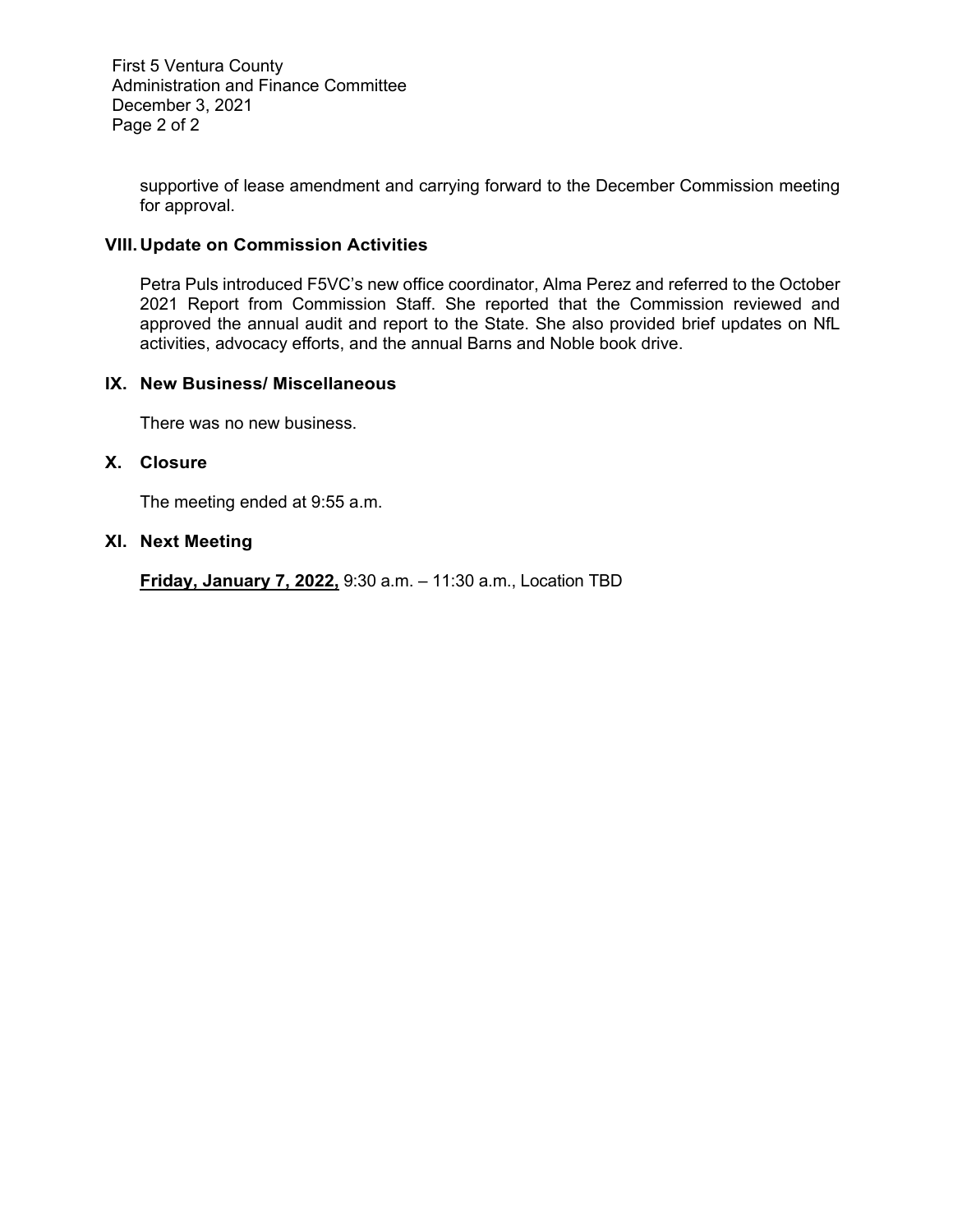supportive of lease amendment and carrying forward to the December Commission meeting for approval.

## VIII. Update on Commission Activities

Petra Puls introduced F5VC's new office coordinator, Alma Perez and referred to the October 2021 Report from Commission Staff. She reported that the Commission reviewed and approved the annual audit and report to the State. She also provided brief updates on NfL activities, advocacy efforts, and the annual Barns and Noble book drive.

## IX. New Business/ Miscellaneous

There was no new business.

## X. Closure

The meeting ended at 9:55 a.m.

## XI. Next Meeting

**Friday, January 7, 2022,** 9:30 a.m. – 11:30 a.m., Location TBD